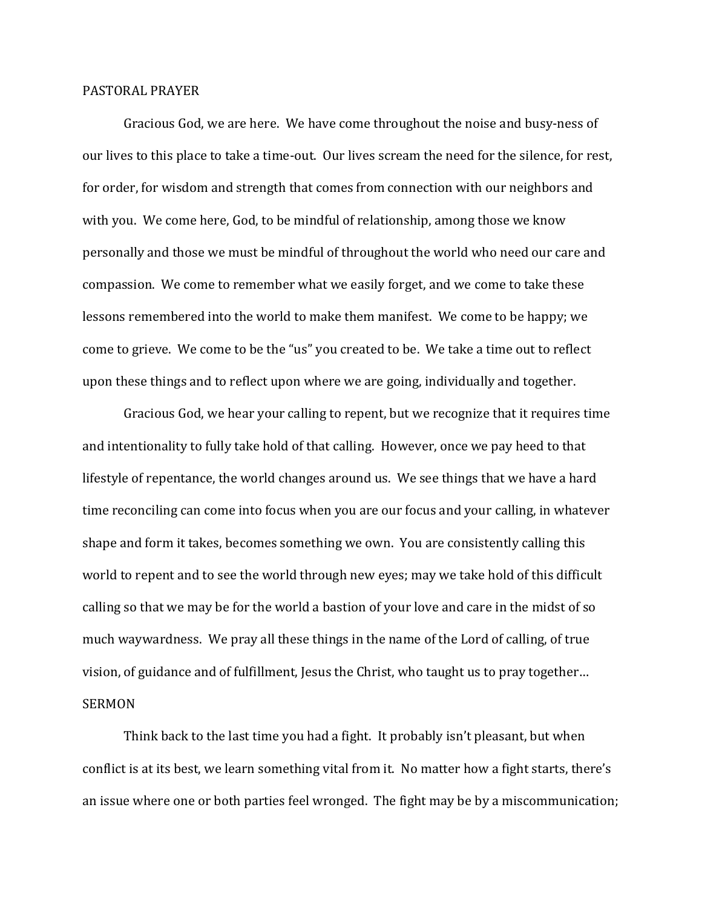PASTORAL PRAYER

Gracious God, we are here. We have come throughout the noise and busy-ness of our lives to this place to take a time-out. Our lives scream the need for the silence, for rest, for order, for wisdom and strength that comes from connection with our neighbors and with you. We come here, God, to be mindful of relationship, among those we know personally and those we must be mindful of throughout the world who need our care and compassion. We come to remember what we easily forget, and we come to take these lessons remembered into the world to make them manifest. We come to be happy; we come to grieve. We come to be the "us" you created to be. We take a time out to reflect upon these things and to reflect upon where we are going, individually and together.

Gracious God, we hear your calling to repent, but we recognize that it requires time and intentionality to fully take hold of that calling. However, once we pay heed to that lifestyle of repentance, the world changes around us. We see things that we have a hard time reconciling can come into focus when you are our focus and your calling, in whatever shape and form it takes, becomes something we own. You are consistently calling this world to repent and to see the world through new eyes; may we take hold of this difficult calling so that we may be for the world a bastion of your love and care in the midst of so much waywardness. We pray all these things in the name of the Lord of calling, of true vision, of guidance and of fulfillment, Jesus the Christ, who taught us to pray together…

SERMON

Think back to the last time you had a fight. It probably isn't pleasant, but when conflict is at its best, we learn something vital from it. No matter how a fight starts, there's an issue where one or both parties feel wronged. The fight may be by a miscommunication;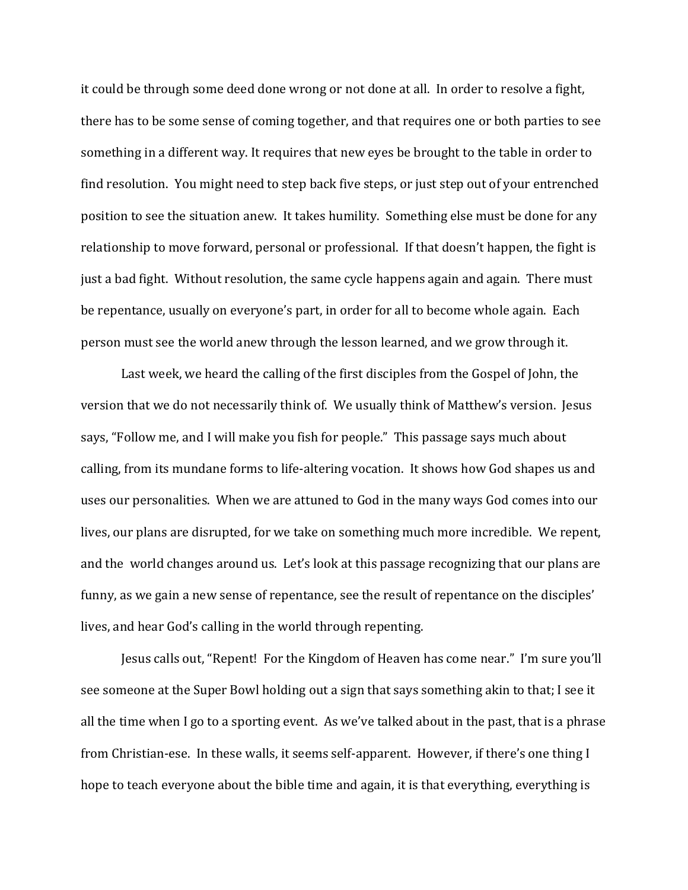it could be through some deed done wrong or not done at all. In order to resolve a fight, there has to be some sense of coming together, and that requires one or both parties to see something in a different way. It requires that new eyes be brought to the table in order to find resolution. You might need to step back five steps, or just step out of your entrenched position to see the situation anew. It takes humility. Something else must be done for any relationship to move forward, personal or professional. If that doesn't happen, the fight is just a bad fight. Without resolution, the same cycle happens again and again. There must be repentance, usually on everyone's part, in order for all to become whole again. Each person must see the world anew through the lesson learned, and we grow through it.

Last week, we heard the calling of the first disciples from the Gospel of John, the version that we do not necessarily think of. We usually think of Matthew's version. Jesus says, "Follow me, and I will make you fish for people." This passage says much about calling, from its mundane forms to life-altering vocation. It shows how God shapes us and uses our personalities. When we are attuned to God in the many ways God comes into our lives, our plans are disrupted, for we take on something much more incredible. We repent, and the world changes around us. Let's look at this passage recognizing that our plans are funny, as we gain a new sense of repentance, see the result of repentance on the disciples' lives, and hear God's calling in the world through repenting.

Jesus calls out, "Repent! For the Kingdom of Heaven has come near." I'm sure you'll see someone at the Super Bowl holding out a sign that says something akin to that; I see it all the time when I go to a sporting event. As we've talked about in the past, that is a phrase from Christian-ese. In these walls, it seems self-apparent. However, if there's one thing I hope to teach everyone about the bible time and again, it is that everything, everything is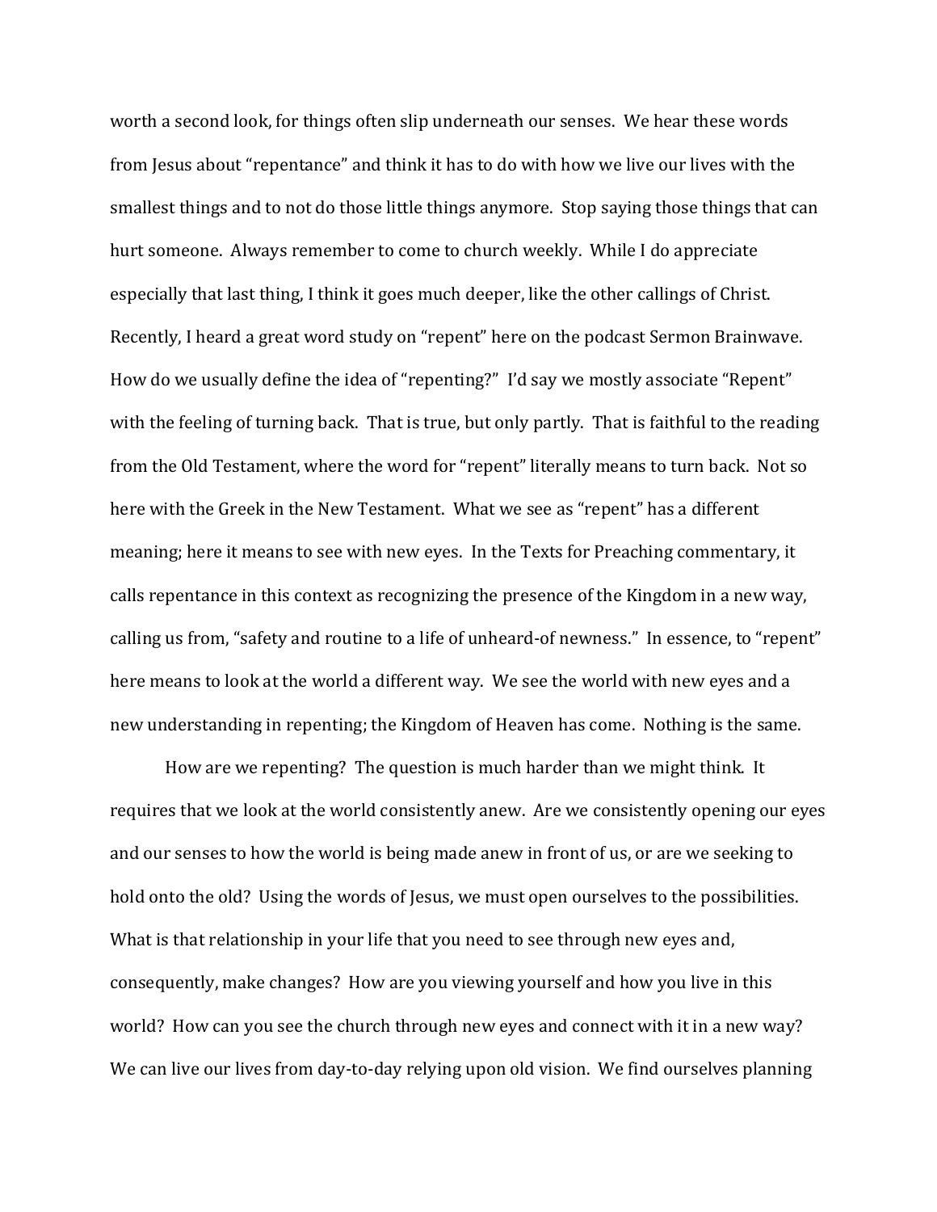worth a second look, for things often slip underneath our senses. We hear these words from Jesus about "repentance" and think it has to do with how we live our lives with the smallest things and to not do those little things anymore. Stop saying those things that can hurt someone. Always remember to come to church weekly. While I do appreciate especially that last thing, I think it goes much deeper, like the other callings of Christ. Recently, I heard a great word study on "repent" here on the podcast Sermon Brainwave. How do we usually define the idea of "repenting?" I'd say we mostly associate "Repent" with the feeling of turning back. That is true, but only partly. That is faithful to the reading from the Old Testament, where the word for "repent" literally means to turn back. Not so here with the Greek in the New Testament. What we see as "repent" has a different meaning; here it means to see with new eyes. In the Texts for Preaching commentary, it calls repentance in this context as recognizing the presence of the Kingdom in a new way, calling us from, "safety and routine to a life of unheard-of newness." In essence, to "repent" here means to look at the world a different way. We see the world with new eyes and a new understanding in repenting; the Kingdom of Heaven has come. Nothing is the same.

How are we repenting? The question is much harder than we might think. It requires that we look at the world consistently anew. Are we consistently opening our eyes and our senses to how the world is being made anew in front of us, or are we seeking to hold onto the old? Using the words of Jesus, we must open ourselves to the possibilities. What is that relationship in your life that you need to see through new eyes and, consequently, make changes? How are you viewing yourself and how you live in this world? How can you see the church through new eyes and connect with it in a new way? We can live our lives from day-to-day relying upon old vision. We find ourselves planning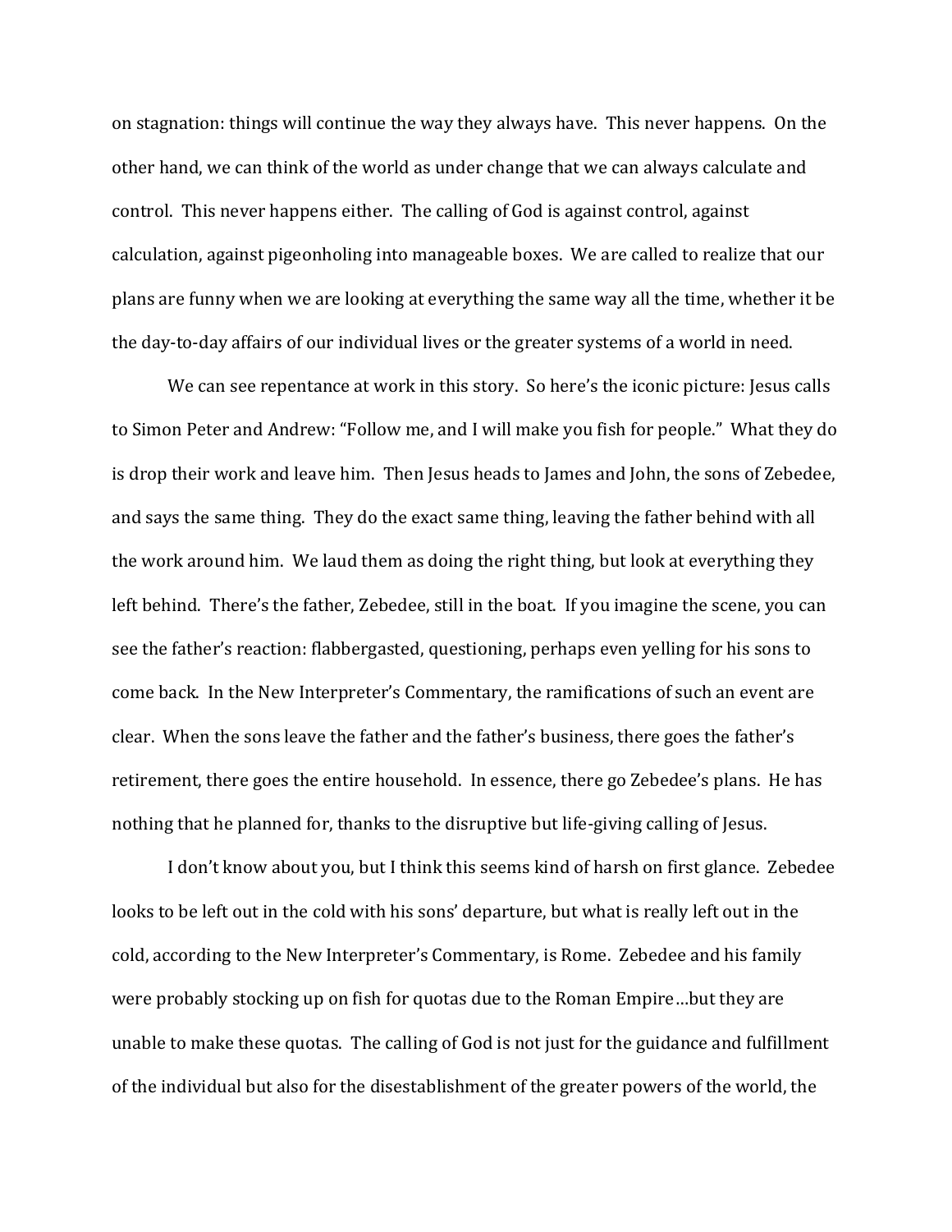on stagnation: things will continue the way they always have. This never happens. On the other hand, we can think of the world as under change that we can always calculate and control. This never happens either. The calling of God is against control, against calculation, against pigeonholing into manageable boxes. We are called to realize that our plans are funny when we are looking at everything the same way all the time, whether it be the day-to-day affairs of our individual lives or the greater systems of a world in need.

We can see repentance at work in this story. So here's the iconic picture: Jesus calls to Simon Peter and Andrew: "Follow me, and I will make you fish for people." What they do is drop their work and leave him. Then Jesus heads to James and John, the sons of Zebedee, and says the same thing. They do the exact same thing, leaving the father behind with all the work around him. We laud them as doing the right thing, but look at everything they left behind. There's the father, Zebedee, still in the boat. If you imagine the scene, you can see the father's reaction: flabbergasted, questioning, perhaps even yelling for his sons to come back. In the New Interpreter's Commentary, the ramifications of such an event are clear. When the sons leave the father and the father's business, there goes the father's retirement, there goes the entire household. In essence, there go Zebedee's plans. He has nothing that he planned for, thanks to the disruptive but life-giving calling of Jesus.

I don't know about you, but I think this seems kind of harsh on first glance. Zebedee looks to be left out in the cold with his sons' departure, but what is really left out in the cold, according to the New Interpreter's Commentary, is Rome. Zebedee and his family were probably stocking up on fish for quotas due to the Roman Empire…but they are unable to make these quotas. The calling of God is not just for the guidance and fulfillment of the individual but also for the disestablishment of the greater powers of the world, the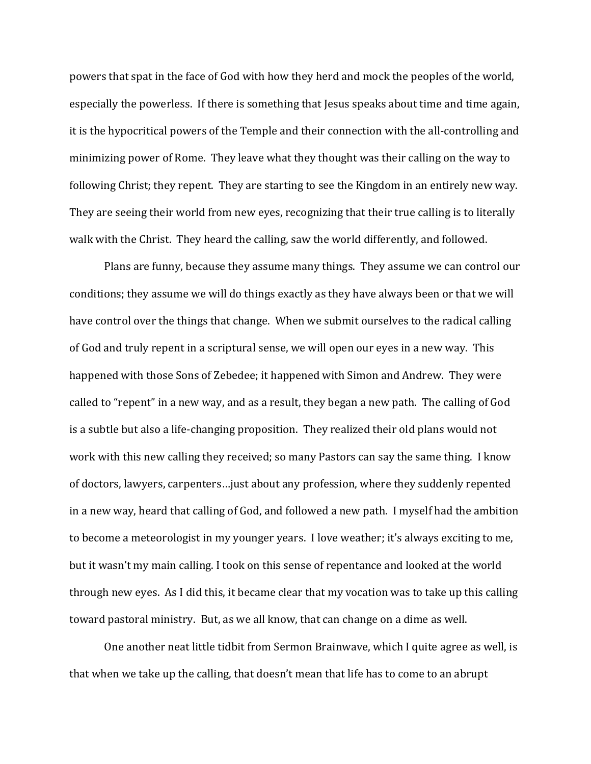powers that spat in the face of God with how they herd and mock the peoples of the world, especially the powerless. If there is something that Jesus speaks about time and time again, it is the hypocritical powers of the Temple and their connection with the all-controlling and minimizing power of Rome. They leave what they thought was their calling on the way to following Christ; they repent. They are starting to see the Kingdom in an entirely new way. They are seeing their world from new eyes, recognizing that their true calling is to literally walk with the Christ. They heard the calling, saw the world differently, and followed.

Plans are funny, because they assume many things. They assume we can control our conditions; they assume we will do things exactly as they have always been or that we will have control over the things that change. When we submit ourselves to the radical calling of God and truly repent in a scriptural sense, we will open our eyes in a new way. This happened with those Sons of Zebedee; it happened with Simon and Andrew. They were called to "repent" in a new way, and as a result, they began a new path. The calling of God is a subtle but also a life-changing proposition. They realized their old plans would not work with this new calling they received; so many Pastors can say the same thing. I know of doctors, lawyers, carpenters…just about any profession, where they suddenly repented in a new way, heard that calling of God, and followed a new path. I myself had the ambition to become a meteorologist in my younger years. I love weather; it's always exciting to me, but it wasn't my main calling. I took on this sense of repentance and looked at the world through new eyes. As I did this, it became clear that my vocation was to take up this calling toward pastoral ministry. But, as we all know, that can change on a dime as well.

One another neat little tidbit from Sermon Brainwave, which I quite agree as well, is that when we take up the calling, that doesn't mean that life has to come to an abrupt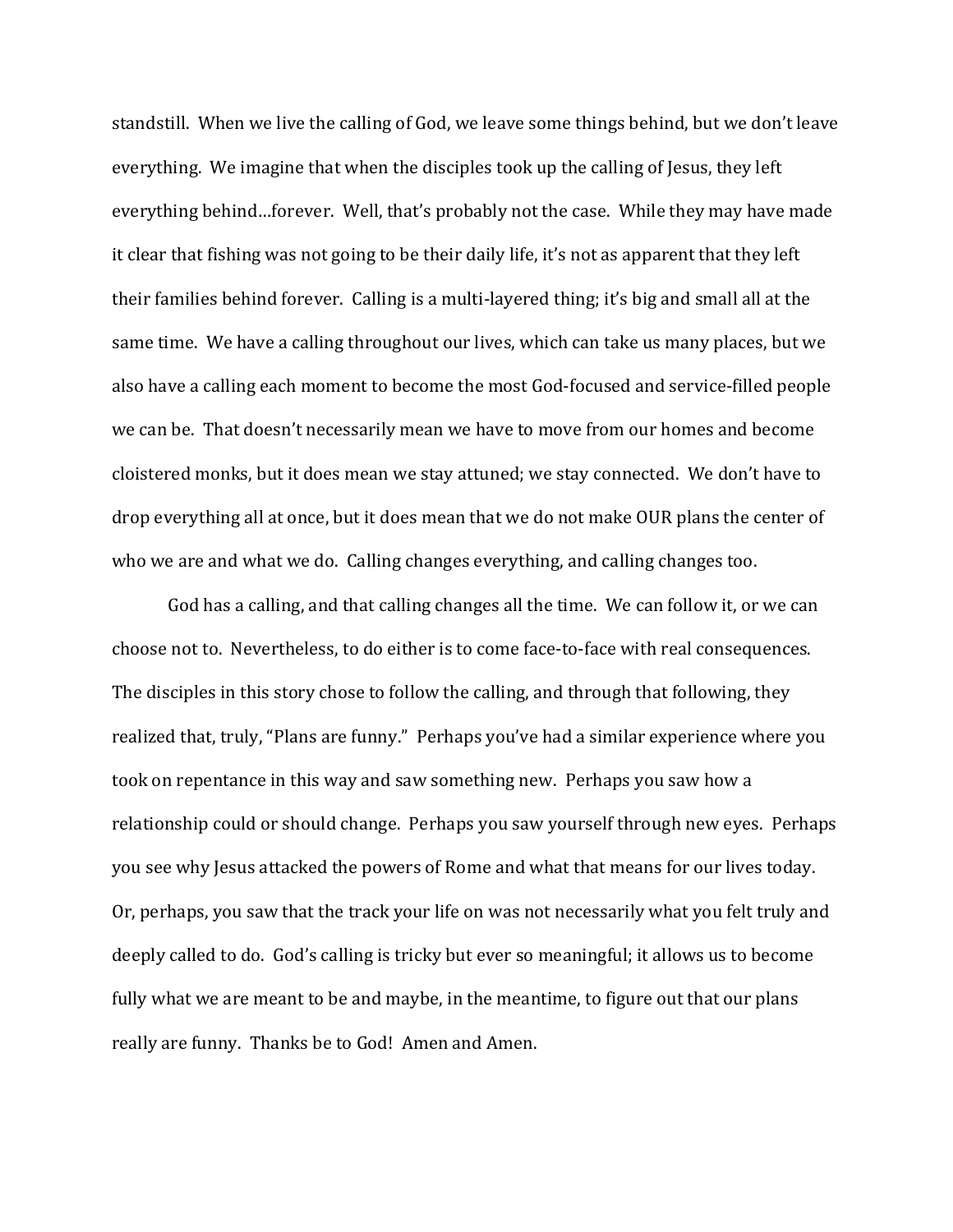standstill. When we live the calling of God, we leave some things behind, but we don't leave everything. We imagine that when the disciples took up the calling of Jesus, they left everything behind…forever. Well, that's probably not the case. While they may have made it clear that fishing was not going to be their daily life, it's not as apparent that they left their families behind forever. Calling is a multi-layered thing; it's big and small all at the same time. We have a calling throughout our lives, which can take us many places, but we also have a calling each moment to become the most God-focused and service-filled people we can be. That doesn't necessarily mean we have to move from our homes and become cloistered monks, but it does mean we stay attuned; we stay connected. We don't have to drop everything all at once, but it does mean that we do not make OUR plans the center of who we are and what we do. Calling changes everything, and calling changes too.

God has a calling, and that calling changes all the time. We can follow it, or we can choose not to. Nevertheless, to do either is to come face-to-face with real consequences. The disciples in this story chose to follow the calling, and through that following, they realized that, truly, "Plans are funny." Perhaps you've had a similar experience where you took on repentance in this way and saw something new. Perhaps you saw how a relationship could or should change. Perhaps you saw yourself through new eyes. Perhaps you see why Jesus attacked the powers of Rome and what that means for our lives today. Or, perhaps, you saw that the track your life on was not necessarily what you felt truly and deeply called to do. God's calling is tricky but ever so meaningful; it allows us to become fully what we are meant to be and maybe, in the meantime, to figure out that our plans really are funny. Thanks be to God! Amen and Amen.